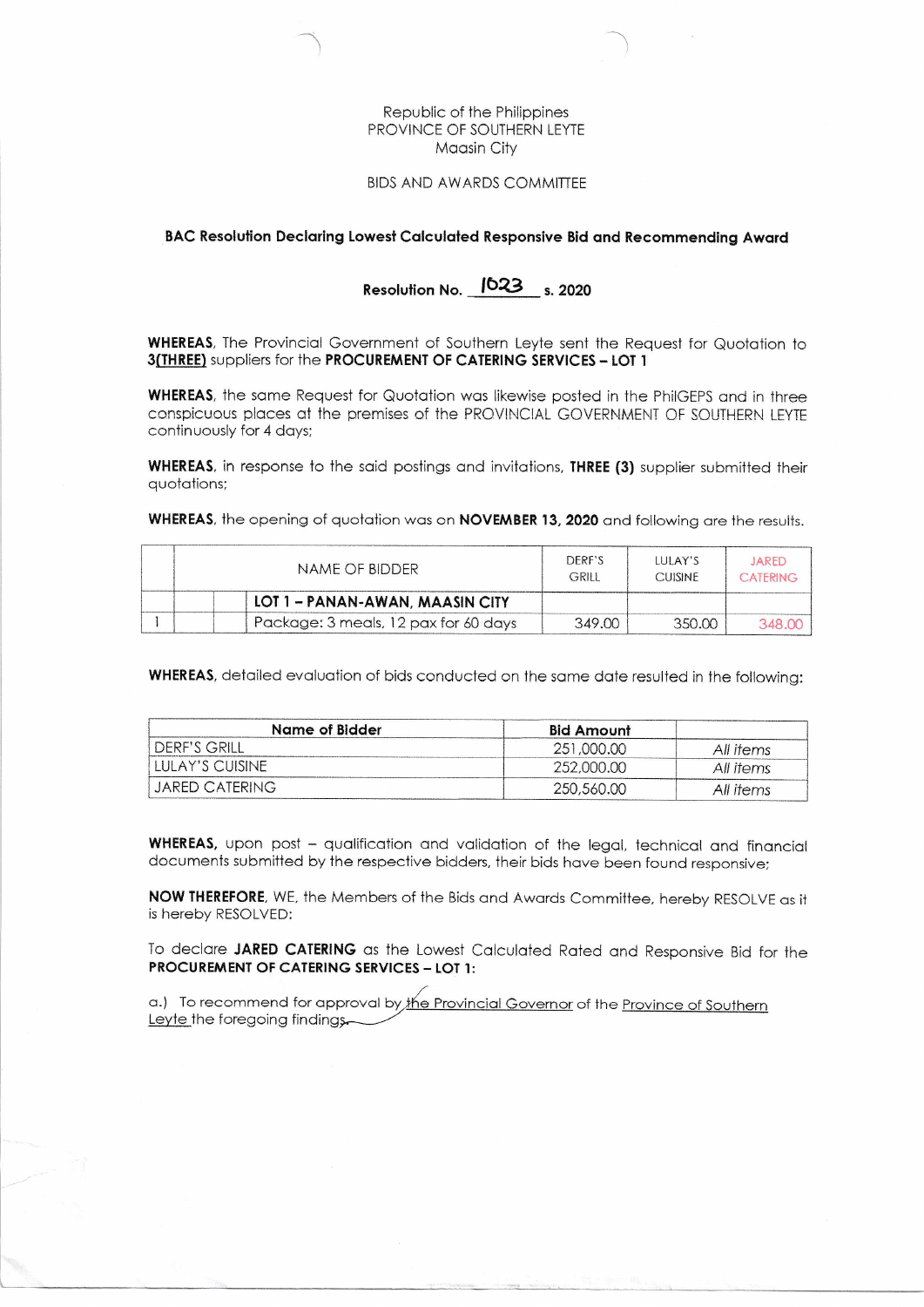Republic of the Philippines
PROVINCE OF SOUTHERN LEYTE
Maasin City

BIDS AND AWARDS COMMITTEE

**BAC Resolution Declaring Lowest Calculated Responsive Bid and Recommending Award**

**Resolution No. 1623 s. 2020**

**WHEREAS**, The Provincial Government of Southern Leyte sent the Request for Quotation to **3(THREE)** suppliers for the **PROCUREMENT OF CATERING SERVICES – LOT 1**

**WHEREAS**, the same Request for Quotation was likewise posted in the PhilGEPS and in three conspicuous places at the premises of the PROVINCIAL GOVERNMENT OF SOUTHERN LEYTE continuously for 4 days;

**WHEREAS**, in response to the said postings and invitations, **THREE (3)** supplier submitted their quotations;

**WHEREAS**, the opening of quotation was on **NOVEMBER 13, 2020** and following are the results.

| | NAME OF BIDDER | DERF'S GRILL | LULAY'S CUISINE | JARED CATERING |
|---|---|---|---|---|
| | **LOT 1 – PANAN-AWAN, MAASIN CITY** | | | |
| 1 | Package: 3 meals, 12 pax for 60 days | 349.00 | 350.00 | 348.00 |

**WHEREAS**, detailed evaluation of bids conducted on the same date resulted in the following:

| Name of Bidder | Bid Amount | |
|---|---|---|
| DERF'S GRILL | 251,000.00 | *All items* |
| LULAY'S CUISINE | 252,000.00 | *All items* |
| JARED CATERING | 250,560.00 | *All items* |

**WHEREAS,** upon post – qualification and validation of the legal, technical and financial documents submitted by the respective bidders, their bids have been found responsive;

**NOW THEREFORE**, WE, the Members of the Bids and Awards Committee, hereby RESOLVE as it is hereby RESOLVED:

To declare **JARED CATERING** as the Lowest Calculated Rated and Responsive Bid for the **PROCUREMENT OF CATERING SERVICES – LOT 1:**

a.) To recommend for approval by the Provincial Governor of the Province of Southern Leyte the foregoing findings.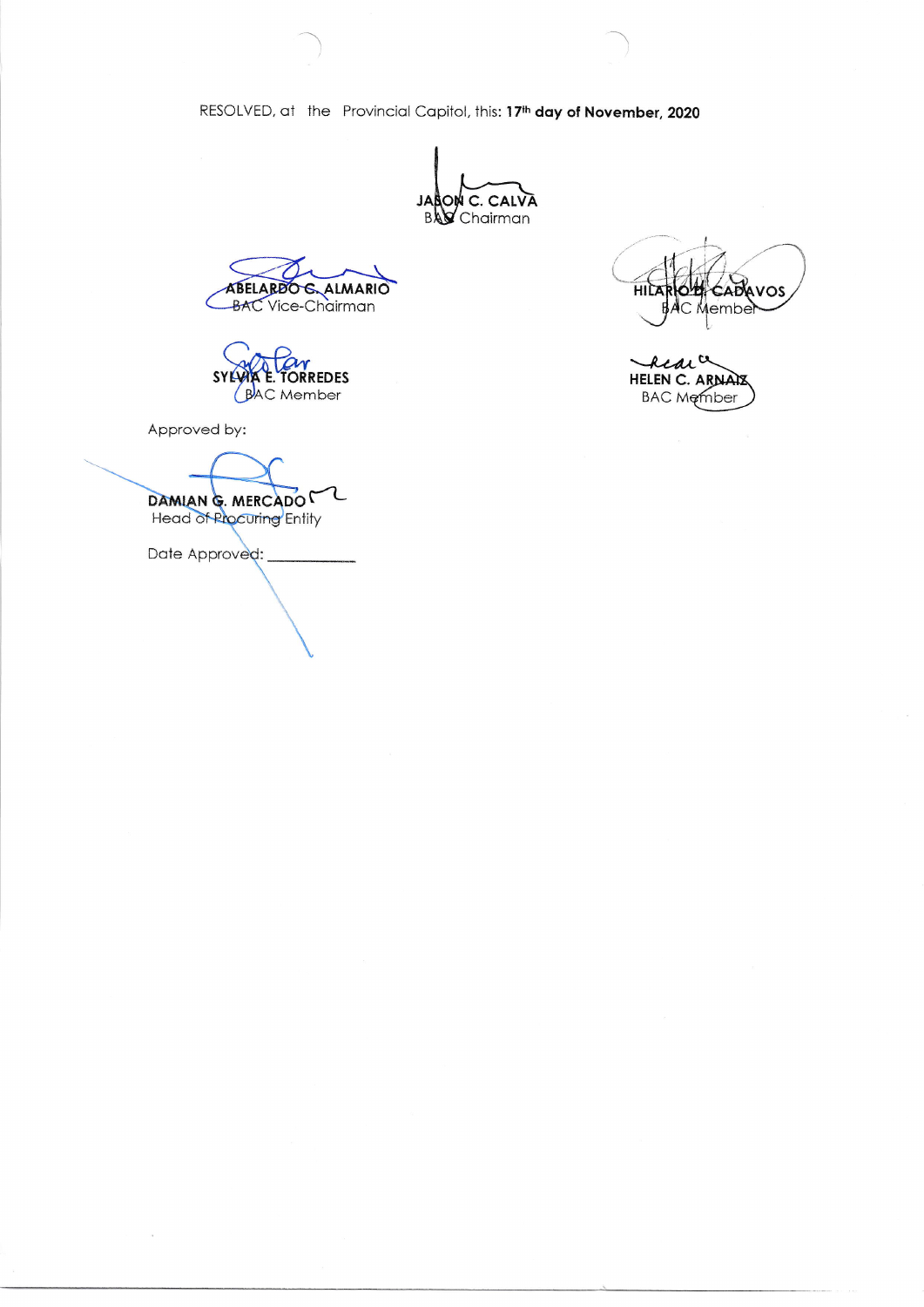RESOLVED, at the Provincial Capitol, this: **17th day of November, 2020**

**JASON C. CALVA**
BAC Chairman

**ABELARDO C. ALMARIO**
BAC Vice-Chairman

**HILARIO D. CADAVOS**
BAC Member

**SYLVIA E. TORREDES**
BAC Member

**HELEN C. ARNAIZ**
BAC Member

Approved by:

**DAMIAN G. MERCADO**
Head of Procuring Entity

Date Approved: ___________